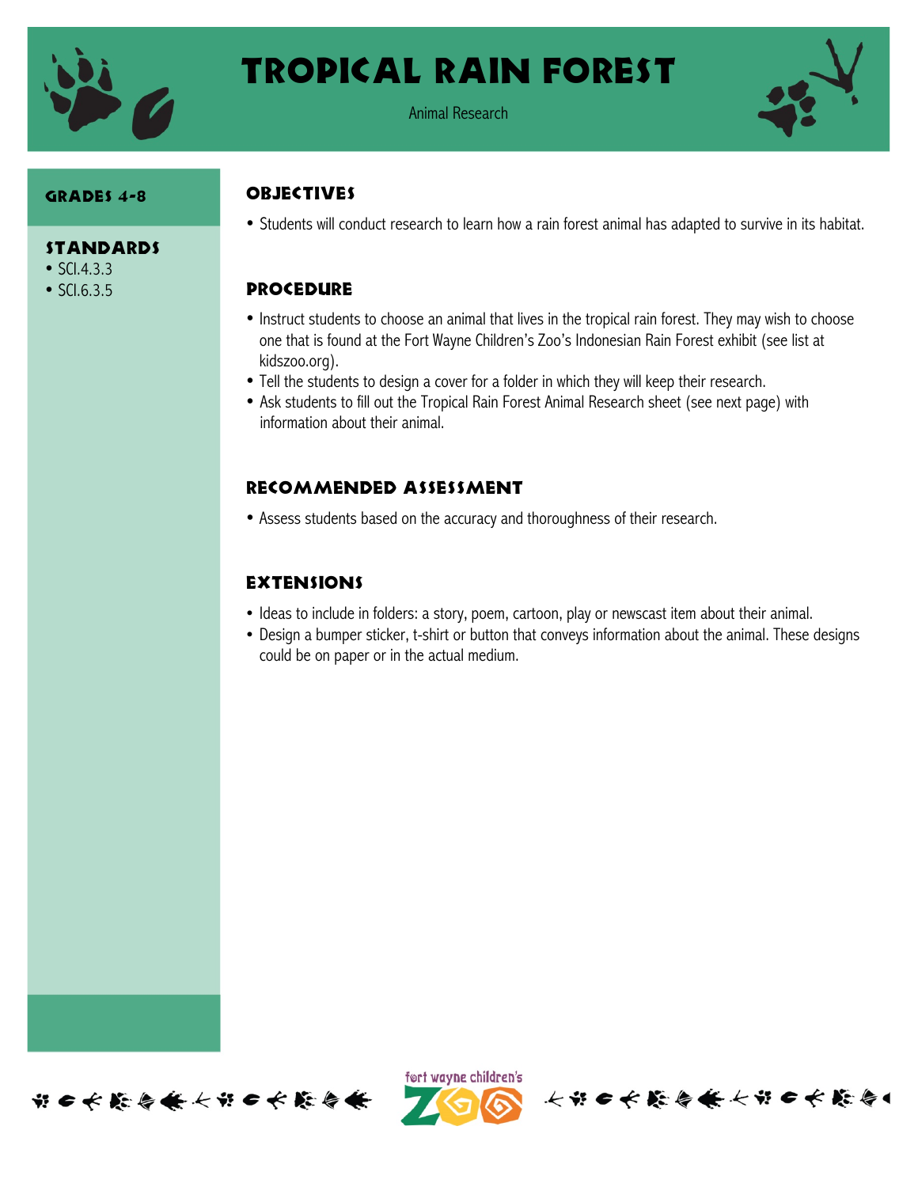# Tropical Rain Forest

Animal Research

### Grades 4-8

### Standards

- SCI.4.3.3
- SCI.6.3.5

## Objectives

- Students will conduct research to learn how a rain forest animal has adapted to survive in its habitat.

## Procedure

- Instruct students to choose an animal that lives in the tropical rain forest. They may wish to choose one that is found at the Fort Wayne Children's Zoo's Indonesian Rain Forest exhibit (see list at kidszoo.org).
- Tell the students to design a cover for a folder in which they will keep their research.
- Ask students to fill out the Tropical Rain Forest Animal Research sheet (see next page) with information about their animal.

## Recommended Assessment

- Assess students based on the accuracy and thoroughness of their research.

## Extensions

- Ideas to include in folders: a story, poem, cartoon, play or newscast item about their animal.
- Design a bumper sticker, t-shirt or button that conveys information about the animal. These designs could be on paper or in the actual medium.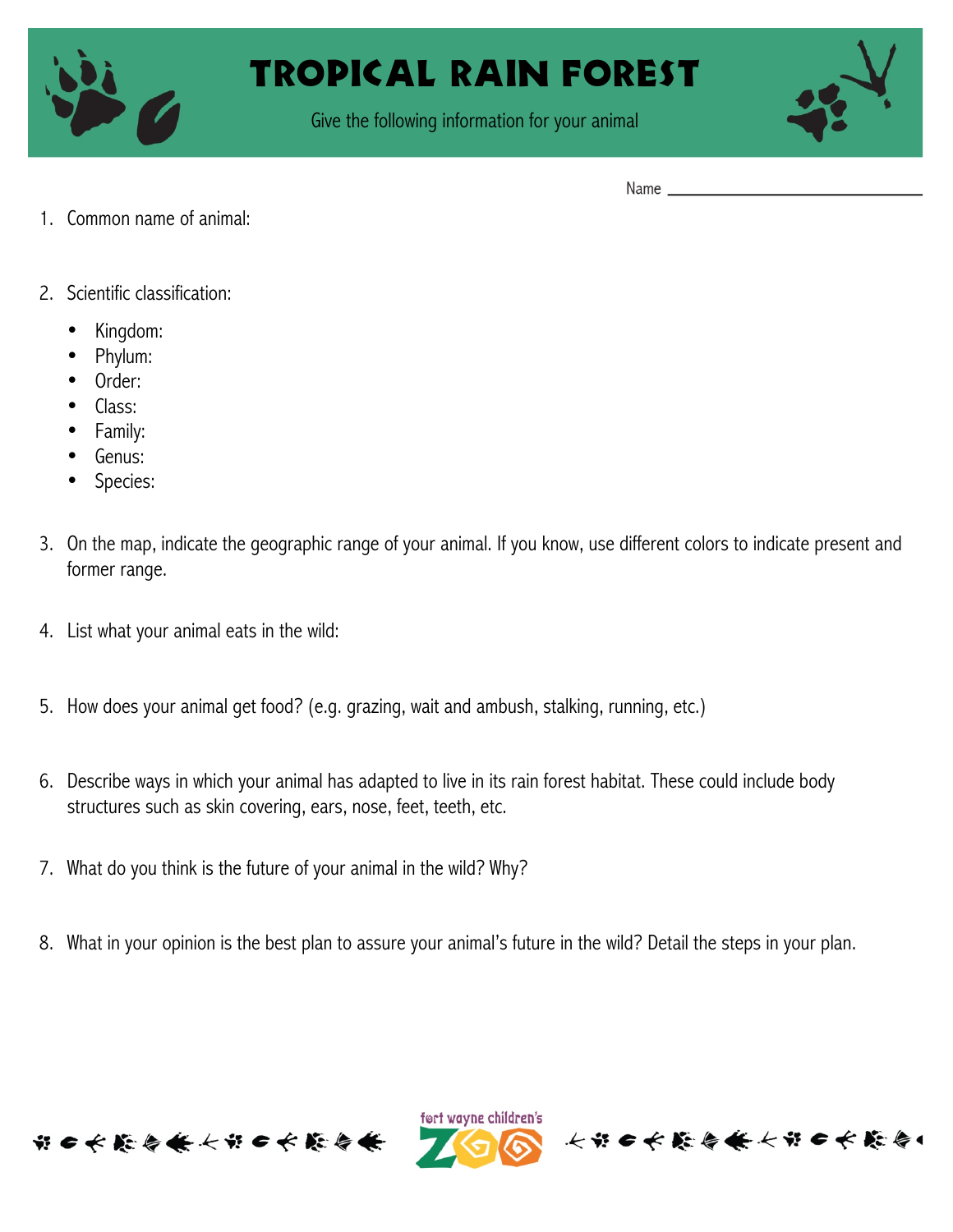# Tropical Rain Forest

Give the following information for your animal

Name ______________________________

1. Common name of animal:

2. Scientific classification:

   - Kingdom:
   - Phylum:
   - Order:
   - Class:
   - Family:
   - Genus:
   - Species:

3. On the map, indicate the geographic range of your animal. If you know, use different colors to indicate present and former range.

4. List what your animal eats in the wild:

5. How does your animal get food? (e.g. grazing, wait and ambush, stalking, running, etc.)

6. Describe ways in which your animal has adapted to live in its rain forest habitat. These could include body structures such as skin covering, ears, nose, feet, teeth, etc.

7. What do you think is the future of your animal in the wild? Why?

8. What in your opinion is the best plan to assure your animal's future in the wild? Detail the steps in your plan.

fort wayne children's ZOO